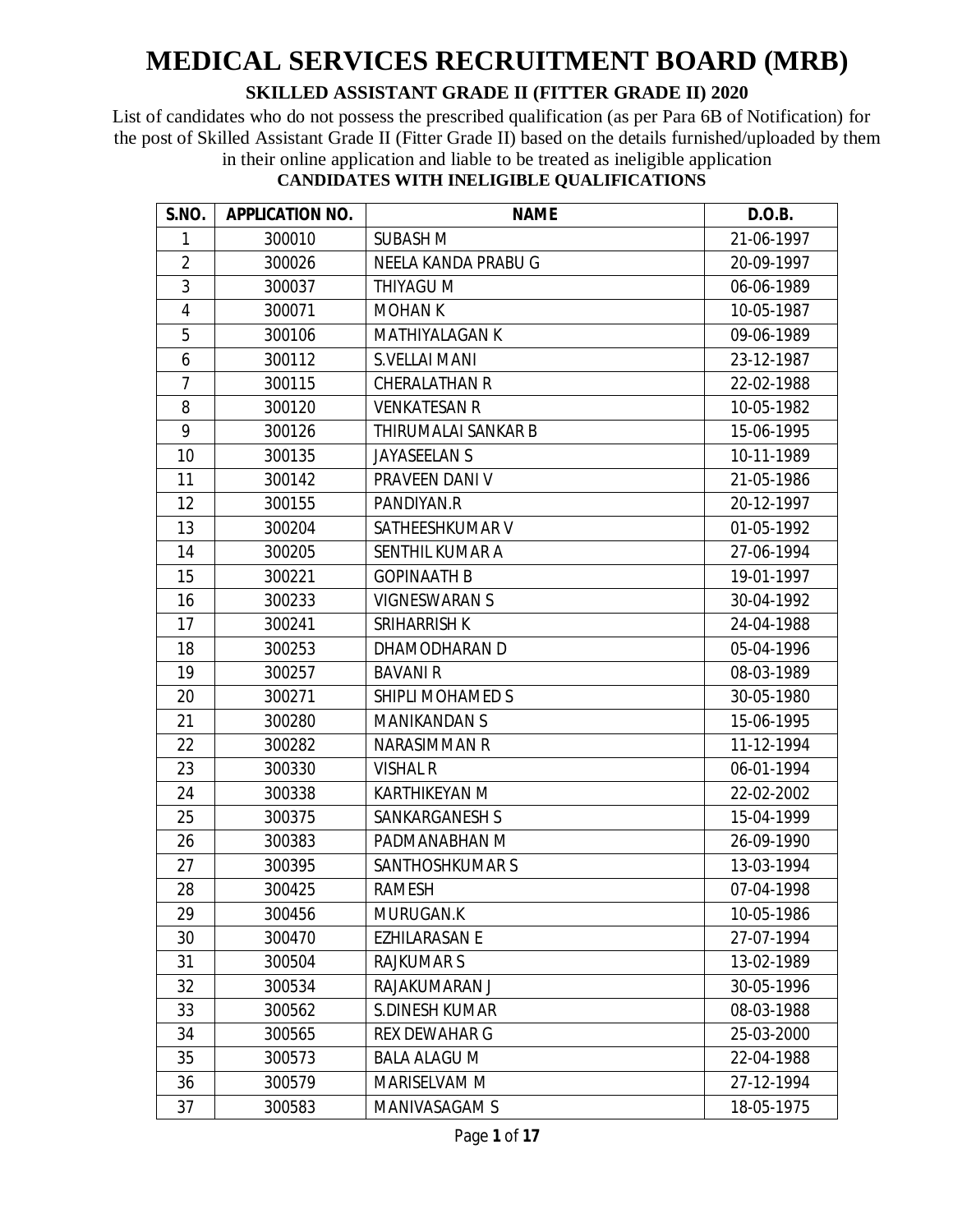# MEDICAL SERVICES RECRUITMENT BOARD (MRB)

**SKILLED ASSISTANT GRADE II (FITTER GRADE II) 2020**

List of candidates who do not possess the prescribed qualification (as per Para 6B of Notification) for the post of Skilled Assistant Grade II (Fitter Grade II) based on the details furnished/uploaded by them in their online application and liable to be treated as ineligible application

**CANDIDATES WITH INELIGIBLE QUALIFICATIONS**

| S.NO. | APPLICATION NO. | NAME | D.O.B. |
|---|---|---|---|
| 1 | 300010 | SUBASH M | 21-06-1997 |
| 2 | 300026 | NEELA KANDA PRABU G | 20-09-1997 |
| 3 | 300037 | THIYAGU M | 06-06-1989 |
| 4 | 300071 | MOHAN K | 10-05-1987 |
| 5 | 300106 | MATHIYALAGAN K | 09-06-1989 |
| 6 | 300112 | S.VELLAI MANI | 23-12-1987 |
| 7 | 300115 | CHERALATHAN R | 22-02-1988 |
| 8 | 300120 | VENKATESAN R | 10-05-1982 |
| 9 | 300126 | THIRUMALAI SANKAR B | 15-06-1995 |
| 10 | 300135 | JAYASEELAN S | 10-11-1989 |
| 11 | 300142 | PRAVEEN DANI V | 21-05-1986 |
| 12 | 300155 | PANDIYAN.R | 20-12-1997 |
| 13 | 300204 | SATHEESHKUMAR V | 01-05-1992 |
| 14 | 300205 | SENTHIL KUMAR A | 27-06-1994 |
| 15 | 300221 | GOPINAATH B | 19-01-1997 |
| 16 | 300233 | VIGNESWARAN S | 30-04-1992 |
| 17 | 300241 | SRIHARRISH K | 24-04-1988 |
| 18 | 300253 | DHAMODHARAN D | 05-04-1996 |
| 19 | 300257 | BAVANI R | 08-03-1989 |
| 20 | 300271 | SHIPLI MOHAMED S | 30-05-1980 |
| 21 | 300280 | MANIKANDAN S | 15-06-1995 |
| 22 | 300282 | NARASIMMAN R | 11-12-1994 |
| 23 | 300330 | VISHAL R | 06-01-1994 |
| 24 | 300338 | KARTHIKEYAN M | 22-02-2002 |
| 25 | 300375 | SANKARGANESH S | 15-04-1999 |
| 26 | 300383 | PADMANABHAN M | 26-09-1990 |
| 27 | 300395 | SANTHOSHKUMAR S | 13-03-1994 |
| 28 | 300425 | RAMESH | 07-04-1998 |
| 29 | 300456 | MURUGAN.K | 10-05-1986 |
| 30 | 300470 | EZHILARASAN E | 27-07-1994 |
| 31 | 300504 | RAJKUMAR S | 13-02-1989 |
| 32 | 300534 | RAJAKUMARAN J | 30-05-1996 |
| 33 | 300562 | S.DINESH KUMAR | 08-03-1988 |
| 34 | 300565 | REX DEWAHAR G | 25-03-2000 |
| 35 | 300573 | BALA ALAGU M | 22-04-1988 |
| 36 | 300579 | MARISELVAM M | 27-12-1994 |
| 37 | 300583 | MANIVASAGAM S | 18-05-1975 |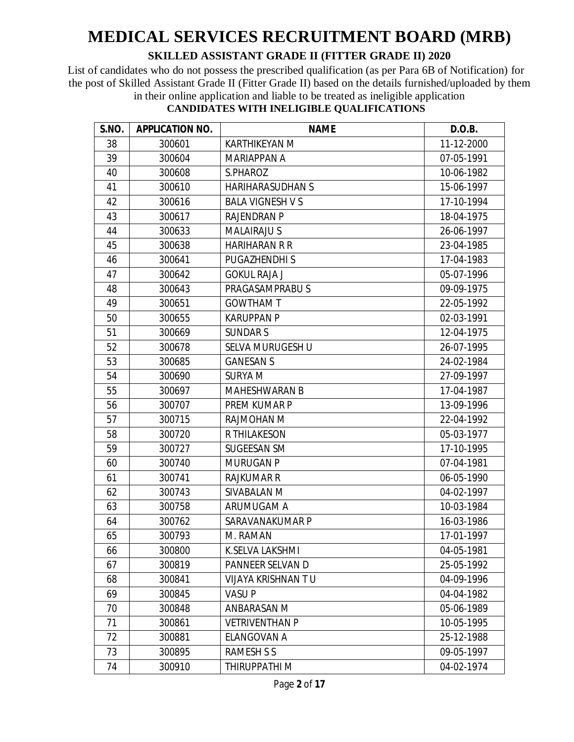# MEDICAL SERVICES RECRUITMENT BOARD (MRB)

**SKILLED ASSISTANT GRADE II (FITTER GRADE II) 2020**

List of candidates who do not possess the prescribed qualification (as per Para 6B of Notification) for the post of Skilled Assistant Grade II (Fitter Grade II) based on the details furnished/uploaded by them in their online application and liable to be treated as ineligible application

**CANDIDATES WITH INELIGIBLE QUALIFICATIONS**

| S.NO. | APPLICATION NO. | NAME | D.O.B. |
|---|---|---|---|
| 38 | 300601 | KARTHIKEYAN M | 11-12-2000 |
| 39 | 300604 | MARIAPPAN A | 07-05-1991 |
| 40 | 300608 | S.PHAROZ | 10-06-1982 |
| 41 | 300610 | HARIHARASUDHAN S | 15-06-1997 |
| 42 | 300616 | BALA VIGNESH V S | 17-10-1994 |
| 43 | 300617 | RAJENDRAN P | 18-04-1975 |
| 44 | 300633 | MALAIRAJU S | 26-06-1997 |
| 45 | 300638 | HARIHARAN R R | 23-04-1985 |
| 46 | 300641 | PUGAZHENDHI S | 17-04-1983 |
| 47 | 300642 | GOKUL RAJA J | 05-07-1996 |
| 48 | 300643 | PRAGASAMPRABU S | 09-09-1975 |
| 49 | 300651 | GOWTHAM T | 22-05-1992 |
| 50 | 300655 | KARUPPAN P | 02-03-1991 |
| 51 | 300669 | SUNDAR S | 12-04-1975 |
| 52 | 300678 | SELVA MURUGESH U | 26-07-1995 |
| 53 | 300685 | GANESAN S | 24-02-1984 |
| 54 | 300690 | SURYA M | 27-09-1997 |
| 55 | 300697 | MAHESHWARAN B | 17-04-1987 |
| 56 | 300707 | PREM KUMAR P | 13-09-1996 |
| 57 | 300715 | RAJMOHAN M | 22-04-1992 |
| 58 | 300720 | R THILAKESON | 05-03-1977 |
| 59 | 300727 | SUGEESAN SM | 17-10-1995 |
| 60 | 300740 | MURUGAN P | 07-04-1981 |
| 61 | 300741 | RAJKUMAR R | 06-05-1990 |
| 62 | 300743 | SIVABALAN M | 04-02-1997 |
| 63 | 300758 | ARUMUGAM A | 10-03-1984 |
| 64 | 300762 | SARAVANAKUMAR P | 16-03-1986 |
| 65 | 300793 | M. RAMAN | 17-01-1997 |
| 66 | 300800 | K.SELVA LAKSHMI | 04-05-1981 |
| 67 | 300819 | PANNEER SELVAN D | 25-05-1992 |
| 68 | 300841 | VIJAYA KRISHNAN T U | 04-09-1996 |
| 69 | 300845 | VASU P | 04-04-1982 |
| 70 | 300848 | ANBARASAN M | 05-06-1989 |
| 71 | 300861 | VETRIVENTHAN P | 10-05-1995 |
| 72 | 300881 | ELANGOVAN A | 25-12-1988 |
| 73 | 300895 | RAMESH S S | 09-05-1997 |
| 74 | 300910 | THIRUPPATHI M | 04-02-1974 |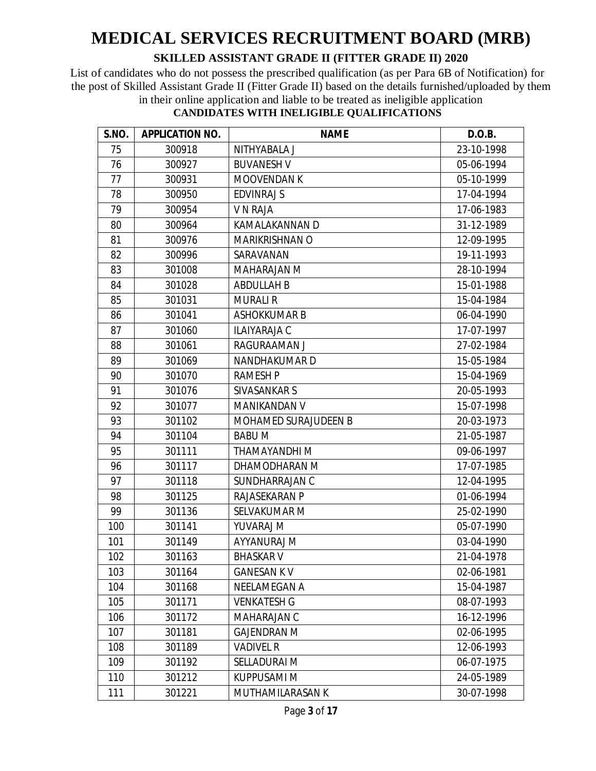# MEDICAL SERVICES RECRUITMENT BOARD (MRB)

**SKILLED ASSISTANT GRADE II (FITTER GRADE II) 2020**

List of candidates who do not possess the prescribed qualification (as per Para 6B of Notification) for the post of Skilled Assistant Grade II (Fitter Grade II) based on the details furnished/uploaded by them in their online application and liable to be treated as ineligible application

**CANDIDATES WITH INELIGIBLE QUALIFICATIONS**

| S.NO. | APPLICATION NO. | NAME | D.O.B. |
|---|---|---|---|
| 75 | 300918 | NITHYABALA J | 23-10-1998 |
| 76 | 300927 | BUVANESH V | 05-06-1994 |
| 77 | 300931 | MOOVENDAN K | 05-10-1999 |
| 78 | 300950 | EDVINRAJ S | 17-04-1994 |
| 79 | 300954 | V N RAJA | 17-06-1983 |
| 80 | 300964 | KAMALAKANNAN D | 31-12-1989 |
| 81 | 300976 | MARIKRISHNAN O | 12-09-1995 |
| 82 | 300996 | SARAVANAN | 19-11-1993 |
| 83 | 301008 | MAHARAJAN M | 28-10-1994 |
| 84 | 301028 | ABDULLAH B | 15-01-1988 |
| 85 | 301031 | MURALI R | 15-04-1984 |
| 86 | 301041 | ASHOKKUMAR B | 06-04-1990 |
| 87 | 301060 | ILAIYARAJA C | 17-07-1997 |
| 88 | 301061 | RAGURAAMAN J | 27-02-1984 |
| 89 | 301069 | NANDHAKUMAR D | 15-05-1984 |
| 90 | 301070 | RAMESH P | 15-04-1969 |
| 91 | 301076 | SIVASANKAR S | 20-05-1993 |
| 92 | 301077 | MANIKANDAN V | 15-07-1998 |
| 93 | 301102 | MOHAMED SURAJUDEEN B | 20-03-1973 |
| 94 | 301104 | BABU M | 21-05-1987 |
| 95 | 301111 | THAMAYANDHI M | 09-06-1997 |
| 96 | 301117 | DHAMODHARAN M | 17-07-1985 |
| 97 | 301118 | SUNDHARRAJAN C | 12-04-1995 |
| 98 | 301125 | RAJASEKARAN P | 01-06-1994 |
| 99 | 301136 | SELVAKUMAR M | 25-02-1990 |
| 100 | 301141 | YUVARAJ M | 05-07-1990 |
| 101 | 301149 | AYYANURAJ M | 03-04-1990 |
| 102 | 301163 | BHASKAR V | 21-04-1978 |
| 103 | 301164 | GANESAN K V | 02-06-1981 |
| 104 | 301168 | NEELAMEGAN A | 15-04-1987 |
| 105 | 301171 | VENKATESH G | 08-07-1993 |
| 106 | 301172 | MAHARAJAN C | 16-12-1996 |
| 107 | 301181 | GAJENDRAN M | 02-06-1995 |
| 108 | 301189 | VADIVEL R | 12-06-1993 |
| 109 | 301192 | SELLADURAI M | 06-07-1975 |
| 110 | 301212 | KUPPUSAMI M | 24-05-1989 |
| 111 | 301221 | MUTHAMILARASAN K | 30-07-1998 |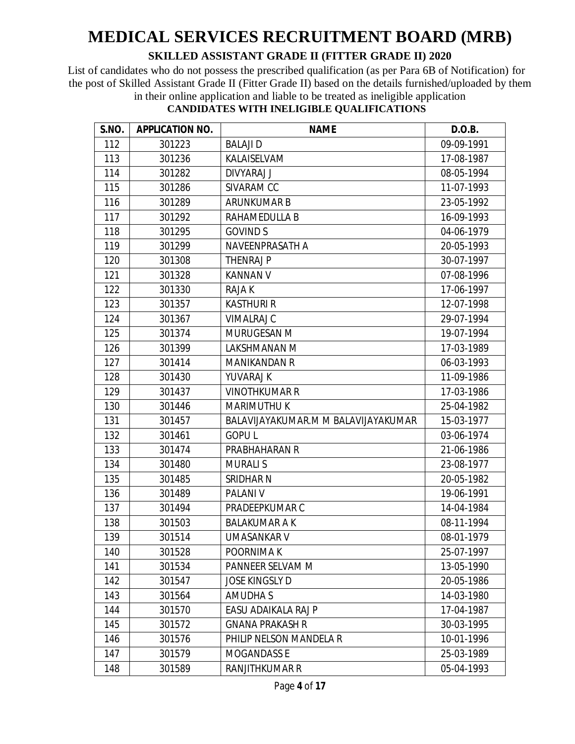# MEDICAL SERVICES RECRUITMENT BOARD (MRB)

**SKILLED ASSISTANT GRADE II (FITTER GRADE II) 2020**

List of candidates who do not possess the prescribed qualification (as per Para 6B of Notification) for the post of Skilled Assistant Grade II (Fitter Grade II) based on the details furnished/uploaded by them in their online application and liable to be treated as ineligible application

**CANDIDATES WITH INELIGIBLE QUALIFICATIONS**

| S.NO. | APPLICATION NO. | NAME | D.O.B. |
|---|---|---|---|
| 112 | 301223 | BALAJI D | 09-09-1991 |
| 113 | 301236 | KALAISELVAM | 17-08-1987 |
| 114 | 301282 | DIVYARAJ J | 08-05-1994 |
| 115 | 301286 | SIVARAM CC | 11-07-1993 |
| 116 | 301289 | ARUNKUMAR B | 23-05-1992 |
| 117 | 301292 | RAHAMEDULLA B | 16-09-1993 |
| 118 | 301295 | GOVIND S | 04-06-1979 |
| 119 | 301299 | NAVEENPRASATH A | 20-05-1993 |
| 120 | 301308 | THENRAJ P | 30-07-1997 |
| 121 | 301328 | KANNAN V | 07-08-1996 |
| 122 | 301330 | RAJA K | 17-06-1997 |
| 123 | 301357 | KASTHURI R | 12-07-1998 |
| 124 | 301367 | VIMALRAJ C | 29-07-1994 |
| 125 | 301374 | MURUGESAN M | 19-07-1994 |
| 126 | 301399 | LAKSHMANAN M | 17-03-1989 |
| 127 | 301414 | MANIKANDAN R | 06-03-1993 |
| 128 | 301430 | YUVARAJ K | 11-09-1986 |
| 129 | 301437 | VINOTHKUMAR R | 17-03-1986 |
| 130 | 301446 | MARIMUTHU K | 25-04-1982 |
| 131 | 301457 | BALAVIJAYAKUMAR.M M BALAVIJAYAKUMAR | 15-03-1977 |
| 132 | 301461 | GOPU L | 03-06-1974 |
| 133 | 301474 | PRABHAHARAN R | 21-06-1986 |
| 134 | 301480 | MURALI S | 23-08-1977 |
| 135 | 301485 | SRIDHAR N | 20-05-1982 |
| 136 | 301489 | PALANI V | 19-06-1991 |
| 137 | 301494 | PRADEEPKUMAR C | 14-04-1984 |
| 138 | 301503 | BALAKUMAR A K | 08-11-1994 |
| 139 | 301514 | UMASANKAR V | 08-01-1979 |
| 140 | 301528 | POORNIMA K | 25-07-1997 |
| 141 | 301534 | PANNEER SELVAM M | 13-05-1990 |
| 142 | 301547 | JOSE KINGSLY D | 20-05-1986 |
| 143 | 301564 | AMUDHA S | 14-03-1980 |
| 144 | 301570 | EASU ADAIKALA RAJ P | 17-04-1987 |
| 145 | 301572 | GNANA PRAKASH R | 30-03-1995 |
| 146 | 301576 | PHILIP NELSON MANDELA R | 10-01-1996 |
| 147 | 301579 | MOGANDASS E | 25-03-1989 |
| 148 | 301589 | RANJITHKUMAR R | 05-04-1993 |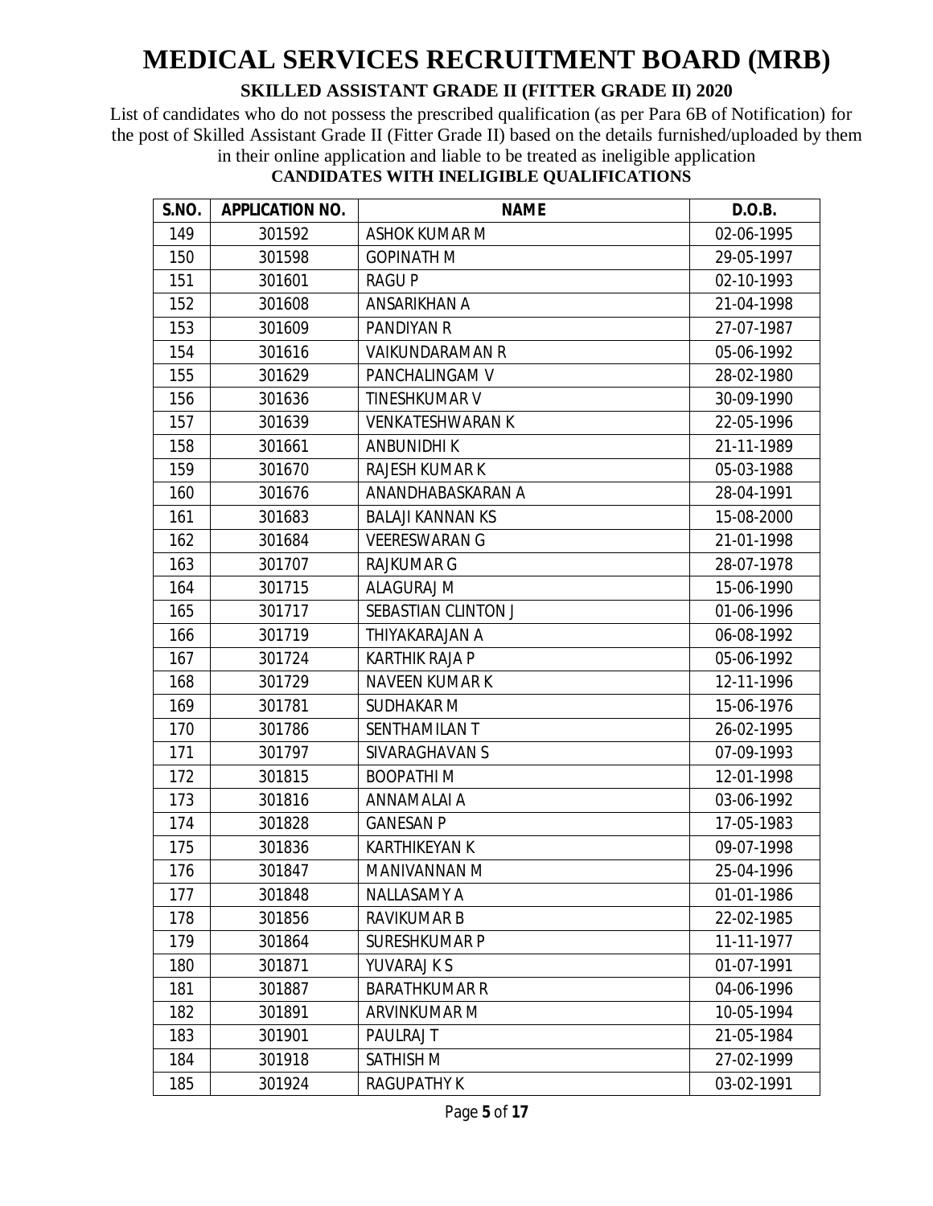# MEDICAL SERVICES RECRUITMENT BOARD (MRB)

**SKILLED ASSISTANT GRADE II (FITTER GRADE II) 2020**

List of candidates who do not possess the prescribed qualification (as per Para 6B of Notification) for the post of Skilled Assistant Grade II (Fitter Grade II) based on the details furnished/uploaded by them in their online application and liable to be treated as ineligible application

**CANDIDATES WITH INELIGIBLE QUALIFICATIONS**

| S.NO. | APPLICATION NO. | NAME | D.O.B. |
|---|---|---|---|
| 149 | 301592 | ASHOK KUMAR M | 02-06-1995 |
| 150 | 301598 | GOPINATH M | 29-05-1997 |
| 151 | 301601 | RAGU P | 02-10-1993 |
| 152 | 301608 | ANSARIKHAN A | 21-04-1998 |
| 153 | 301609 | PANDIYAN R | 27-07-1987 |
| 154 | 301616 | VAIKUNDARAMAN R | 05-06-1992 |
| 155 | 301629 | PANCHALINGAM V | 28-02-1980 |
| 156 | 301636 | TINESHKUMAR V | 30-09-1990 |
| 157 | 301639 | VENKATESHWARAN K | 22-05-1996 |
| 158 | 301661 | ANBUNIDHI K | 21-11-1989 |
| 159 | 301670 | RAJESH KUMAR K | 05-03-1988 |
| 160 | 301676 | ANANDHABASKARAN A | 28-04-1991 |
| 161 | 301683 | BALAJI KANNAN KS | 15-08-2000 |
| 162 | 301684 | VEERESWARAN G | 21-01-1998 |
| 163 | 301707 | RAJKUMAR G | 28-07-1978 |
| 164 | 301715 | ALAGURAJ M | 15-06-1990 |
| 165 | 301717 | SEBASTIAN CLINTON J | 01-06-1996 |
| 166 | 301719 | THIYAKARAJAN A | 06-08-1992 |
| 167 | 301724 | KARTHIK RAJA P | 05-06-1992 |
| 168 | 301729 | NAVEEN KUMAR K | 12-11-1996 |
| 169 | 301781 | SUDHAKAR M | 15-06-1976 |
| 170 | 301786 | SENTHAMILAN T | 26-02-1995 |
| 171 | 301797 | SIVARAGHAVAN S | 07-09-1993 |
| 172 | 301815 | BOOPATHI M | 12-01-1998 |
| 173 | 301816 | ANNAMALAI A | 03-06-1992 |
| 174 | 301828 | GANESAN P | 17-05-1983 |
| 175 | 301836 | KARTHIKEYAN K | 09-07-1998 |
| 176 | 301847 | MANIVANNAN M | 25-04-1996 |
| 177 | 301848 | NALLASAMY A | 01-01-1986 |
| 178 | 301856 | RAVIKUMAR B | 22-02-1985 |
| 179 | 301864 | SURESHKUMAR P | 11-11-1977 |
| 180 | 301871 | YUVARAJ K S | 01-07-1991 |
| 181 | 301887 | BARATHKUMAR R | 04-06-1996 |
| 182 | 301891 | ARVINKUMAR M | 10-05-1994 |
| 183 | 301901 | PAULRAJ T | 21-05-1984 |
| 184 | 301918 | SATHISH M | 27-02-1999 |
| 185 | 301924 | RAGUPATHY K | 03-02-1991 |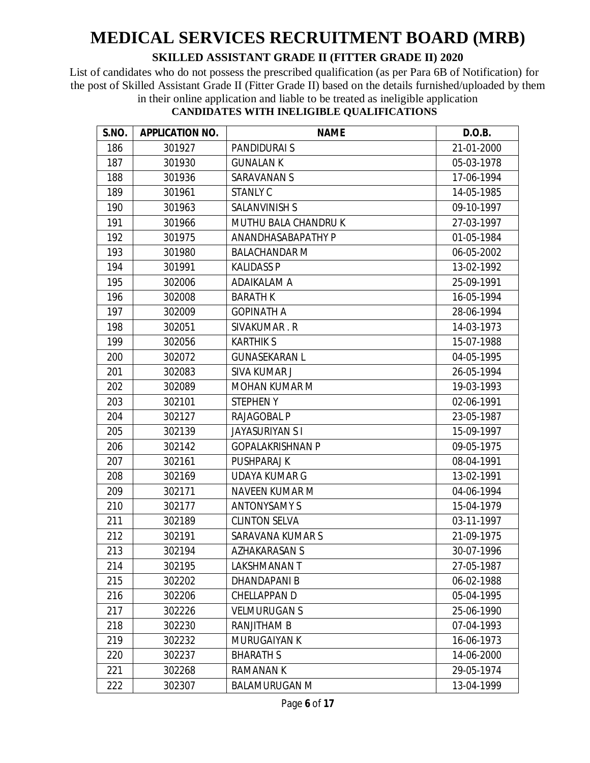# MEDICAL SERVICES RECRUITMENT BOARD (MRB)

**SKILLED ASSISTANT GRADE II (FITTER GRADE II) 2020**

List of candidates who do not possess the prescribed qualification (as per Para 6B of Notification) for the post of Skilled Assistant Grade II (Fitter Grade II) based on the details furnished/uploaded by them in their online application and liable to be treated as ineligible application

**CANDIDATES WITH INELIGIBLE QUALIFICATIONS**

| S.NO. | APPLICATION NO. | NAME | D.O.B. |
|---|---|---|---|
| 186 | 301927 | PANDIDURAI S | 21-01-2000 |
| 187 | 301930 | GUNALAN K | 05-03-1978 |
| 188 | 301936 | SARAVANAN S | 17-06-1994 |
| 189 | 301961 | STANLY C | 14-05-1985 |
| 190 | 301963 | SALANVINISH S | 09-10-1997 |
| 191 | 301966 | MUTHU BALA CHANDRU K | 27-03-1997 |
| 192 | 301975 | ANANDHASABAPATHY P | 01-05-1984 |
| 193 | 301980 | BALACHANDAR M | 06-05-2002 |
| 194 | 301991 | KALIDASS P | 13-02-1992 |
| 195 | 302006 | ADAIKALAM A | 25-09-1991 |
| 196 | 302008 | BARATH K | 16-05-1994 |
| 197 | 302009 | GOPINATH A | 28-06-1994 |
| 198 | 302051 | SIVAKUMAR . R | 14-03-1973 |
| 199 | 302056 | KARTHIK S | 15-07-1988 |
| 200 | 302072 | GUNASEKARAN L | 04-05-1995 |
| 201 | 302083 | SIVA KUMAR J | 26-05-1994 |
| 202 | 302089 | MOHAN KUMAR M | 19-03-1993 |
| 203 | 302101 | STEPHEN Y | 02-06-1991 |
| 204 | 302127 | RAJAGOBAL P | 23-05-1987 |
| 205 | 302139 | JAYASURIYAN S I | 15-09-1997 |
| 206 | 302142 | GOPALAKRISHNAN P | 09-05-1975 |
| 207 | 302161 | PUSHPARAJ K | 08-04-1991 |
| 208 | 302169 | UDAYA KUMAR G | 13-02-1991 |
| 209 | 302171 | NAVEEN KUMAR M | 04-06-1994 |
| 210 | 302177 | ANTONYSAMY S | 15-04-1979 |
| 211 | 302189 | CLINTON SELVA | 03-11-1997 |
| 212 | 302191 | SARAVANA KUMAR S | 21-09-1975 |
| 213 | 302194 | AZHAKARASAN S | 30-07-1996 |
| 214 | 302195 | LAKSHMANAN T | 27-05-1987 |
| 215 | 302202 | DHANDAPANI B | 06-02-1988 |
| 216 | 302206 | CHELLAPPAN D | 05-04-1995 |
| 217 | 302226 | VELMURUGAN S | 25-06-1990 |
| 218 | 302230 | RANJITHAM B | 07-04-1993 |
| 219 | 302232 | MURUGAIYAN K | 16-06-1973 |
| 220 | 302237 | BHARATH S | 14-06-2000 |
| 221 | 302268 | RAMANAN K | 29-05-1974 |
| 222 | 302307 | BALAMURUGAN M | 13-04-1999 |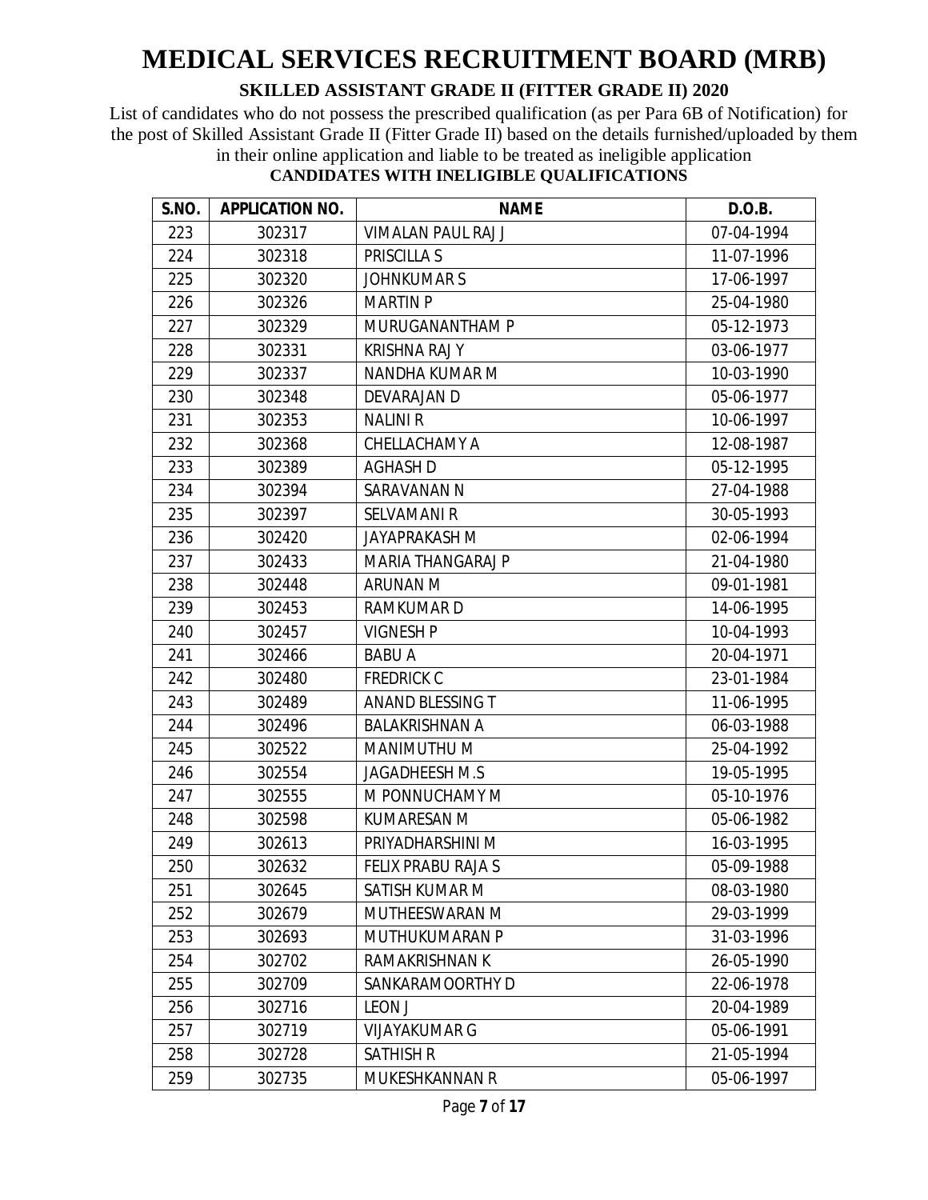# MEDICAL SERVICES RECRUITMENT BOARD (MRB)

**SKILLED ASSISTANT GRADE II (FITTER GRADE II) 2020**

List of candidates who do not possess the prescribed qualification (as per Para 6B of Notification) for the post of Skilled Assistant Grade II (Fitter Grade II) based on the details furnished/uploaded by them in their online application and liable to be treated as ineligible application

**CANDIDATES WITH INELIGIBLE QUALIFICATIONS**

| S.NO. | APPLICATION NO. | NAME | D.O.B. |
|---|---|---|---|
| 223 | 302317 | VIMALAN PAUL RAJ J | 07-04-1994 |
| 224 | 302318 | PRISCILLA S | 11-07-1996 |
| 225 | 302320 | JOHNKUMAR S | 17-06-1997 |
| 226 | 302326 | MARTIN P | 25-04-1980 |
| 227 | 302329 | MURUGANANTHAM P | 05-12-1973 |
| 228 | 302331 | KRISHNA RAJ Y | 03-06-1977 |
| 229 | 302337 | NANDHA KUMAR M | 10-03-1990 |
| 230 | 302348 | DEVARAJAN D | 05-06-1977 |
| 231 | 302353 | NALINI R | 10-06-1997 |
| 232 | 302368 | CHELLACHAMY A | 12-08-1987 |
| 233 | 302389 | AGHASH D | 05-12-1995 |
| 234 | 302394 | SARAVANAN N | 27-04-1988 |
| 235 | 302397 | SELVAMANI R | 30-05-1993 |
| 236 | 302420 | JAYAPRAKASH M | 02-06-1994 |
| 237 | 302433 | MARIA THANGARAJ P | 21-04-1980 |
| 238 | 302448 | ARUNAN M | 09-01-1981 |
| 239 | 302453 | RAMKUMAR D | 14-06-1995 |
| 240 | 302457 | VIGNESH P | 10-04-1993 |
| 241 | 302466 | BABU A | 20-04-1971 |
| 242 | 302480 | FREDRICK C | 23-01-1984 |
| 243 | 302489 | ANAND BLESSING T | 11-06-1995 |
| 244 | 302496 | BALAKRISHNAN A | 06-03-1988 |
| 245 | 302522 | MANIMUTHU M | 25-04-1992 |
| 246 | 302554 | JAGADHEESH M.S | 19-05-1995 |
| 247 | 302555 | M PONNUCHAMY M | 05-10-1976 |
| 248 | 302598 | KUMARESAN M | 05-06-1982 |
| 249 | 302613 | PRIYADHARSHINI M | 16-03-1995 |
| 250 | 302632 | FELIX PRABU RAJA S | 05-09-1988 |
| 251 | 302645 | SATISH KUMAR M | 08-03-1980 |
| 252 | 302679 | MUTHEESWARAN M | 29-03-1999 |
| 253 | 302693 | MUTHUKUMARAN P | 31-03-1996 |
| 254 | 302702 | RAMAKRISHNAN K | 26-05-1990 |
| 255 | 302709 | SANKARAMOORTHY D | 22-06-1978 |
| 256 | 302716 | LEON J | 20-04-1989 |
| 257 | 302719 | VIJAYAKUMAR G | 05-06-1991 |
| 258 | 302728 | SATHISH R | 21-05-1994 |
| 259 | 302735 | MUKESHKANNAN R | 05-06-1997 |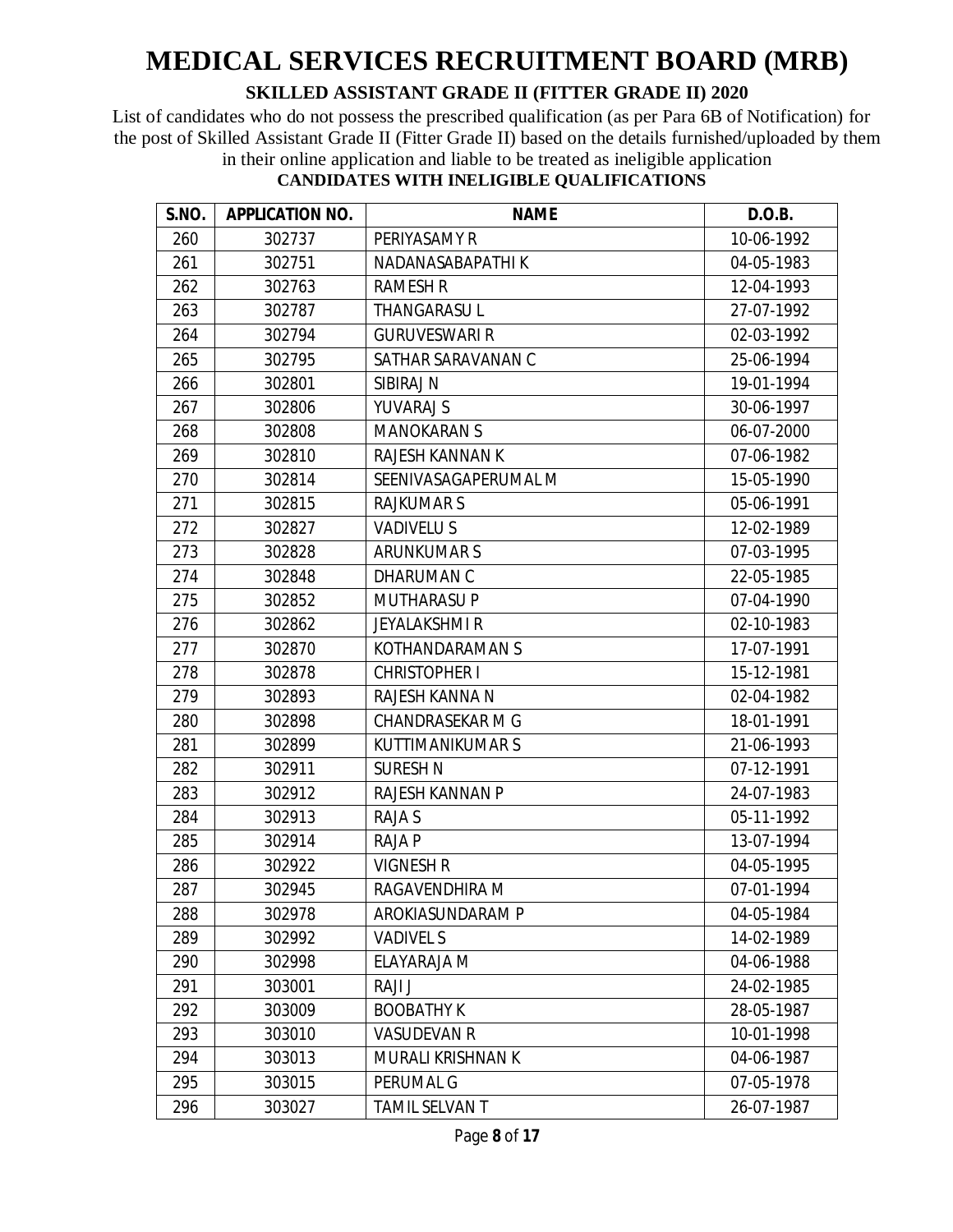# MEDICAL SERVICES RECRUITMENT BOARD (MRB)

**SKILLED ASSISTANT GRADE II (FITTER GRADE II) 2020**

List of candidates who do not possess the prescribed qualification (as per Para 6B of Notification) for the post of Skilled Assistant Grade II (Fitter Grade II) based on the details furnished/uploaded by them in their online application and liable to be treated as ineligible application

**CANDIDATES WITH INELIGIBLE QUALIFICATIONS**

| S.NO. | APPLICATION NO. | NAME | D.O.B. |
|---|---|---|---|
| 260 | 302737 | PERIYASAMY R | 10-06-1992 |
| 261 | 302751 | NADANASABAPATHI K | 04-05-1983 |
| 262 | 302763 | RAMESH R | 12-04-1993 |
| 263 | 302787 | THANGARASU L | 27-07-1992 |
| 264 | 302794 | GURUVESWARI R | 02-03-1992 |
| 265 | 302795 | SATHAR SARAVANAN C | 25-06-1994 |
| 266 | 302801 | SIBIRAJ N | 19-01-1994 |
| 267 | 302806 | YUVARAJ S | 30-06-1997 |
| 268 | 302808 | MANOKARAN S | 06-07-2000 |
| 269 | 302810 | RAJESH KANNAN K | 07-06-1982 |
| 270 | 302814 | SEENIVASAGAPERUMAL M | 15-05-1990 |
| 271 | 302815 | RAJKUMAR S | 05-06-1991 |
| 272 | 302827 | VADIVELU S | 12-02-1989 |
| 273 | 302828 | ARUNKUMAR S | 07-03-1995 |
| 274 | 302848 | DHARUMAN C | 22-05-1985 |
| 275 | 302852 | MUTHARASU P | 07-04-1990 |
| 276 | 302862 | JEYALAKSHMI R | 02-10-1983 |
| 277 | 302870 | KOTHANDARAMAN S | 17-07-1991 |
| 278 | 302878 | CHRISTOPHER I | 15-12-1981 |
| 279 | 302893 | RAJESH KANNA N | 02-04-1982 |
| 280 | 302898 | CHANDRASEKAR M G | 18-01-1991 |
| 281 | 302899 | KUTTIMANIKUMAR S | 21-06-1993 |
| 282 | 302911 | SURESH N | 07-12-1991 |
| 283 | 302912 | RAJESH KANNAN P | 24-07-1983 |
| 284 | 302913 | RAJA S | 05-11-1992 |
| 285 | 302914 | RAJA P | 13-07-1994 |
| 286 | 302922 | VIGNESH R | 04-05-1995 |
| 287 | 302945 | RAGAVENDHIRA M | 07-01-1994 |
| 288 | 302978 | AROKIASUNDARAM P | 04-05-1984 |
| 289 | 302992 | VADIVEL S | 14-02-1989 |
| 290 | 302998 | ELAYARAJA M | 04-06-1988 |
| 291 | 303001 | RAJI J | 24-02-1985 |
| 292 | 303009 | BOOBATHY K | 28-05-1987 |
| 293 | 303010 | VASUDEVAN R | 10-01-1998 |
| 294 | 303013 | MURALI KRISHNAN K | 04-06-1987 |
| 295 | 303015 | PERUMAL G | 07-05-1978 |
| 296 | 303027 | TAMIL SELVAN T | 26-07-1987 |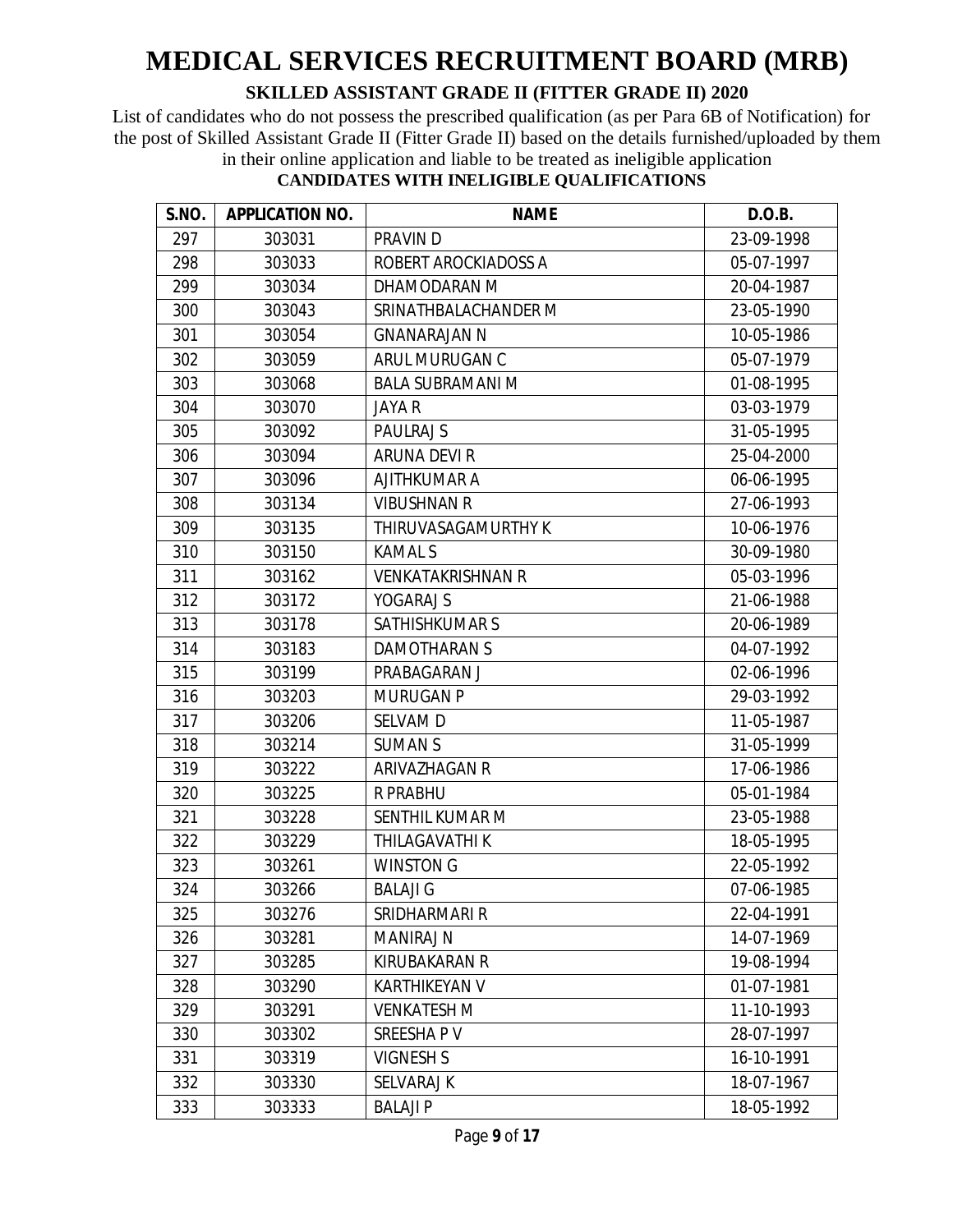# MEDICAL SERVICES RECRUITMENT BOARD (MRB)

**SKILLED ASSISTANT GRADE II (FITTER GRADE II) 2020**

List of candidates who do not possess the prescribed qualification (as per Para 6B of Notification) for the post of Skilled Assistant Grade II (Fitter Grade II) based on the details furnished/uploaded by them in their online application and liable to be treated as ineligible application

**CANDIDATES WITH INELIGIBLE QUALIFICATIONS**

| S.NO. | APPLICATION NO. | NAME | D.O.B. |
|---|---|---|---|
| 297 | 303031 | PRAVIN D | 23-09-1998 |
| 298 | 303033 | ROBERT AROCKIADOSS A | 05-07-1997 |
| 299 | 303034 | DHAMODARAN M | 20-04-1987 |
| 300 | 303043 | SRINATHBALACHANDER M | 23-05-1990 |
| 301 | 303054 | GNANARAJAN N | 10-05-1986 |
| 302 | 303059 | ARUL MURUGAN C | 05-07-1979 |
| 303 | 303068 | BALA SUBRAMANI M | 01-08-1995 |
| 304 | 303070 | JAYA R | 03-03-1979 |
| 305 | 303092 | PAULRAJ S | 31-05-1995 |
| 306 | 303094 | ARUNA DEVI R | 25-04-2000 |
| 307 | 303096 | AJITHKUMAR A | 06-06-1995 |
| 308 | 303134 | VIBUSHNAN R | 27-06-1993 |
| 309 | 303135 | THIRUVASAGAMURTHY K | 10-06-1976 |
| 310 | 303150 | KAMAL S | 30-09-1980 |
| 311 | 303162 | VENKATAKRISHNAN R | 05-03-1996 |
| 312 | 303172 | YOGARAJ S | 21-06-1988 |
| 313 | 303178 | SATHISHKUMAR S | 20-06-1989 |
| 314 | 303183 | DAMOTHARAN S | 04-07-1992 |
| 315 | 303199 | PRABAGARAN J | 02-06-1996 |
| 316 | 303203 | MURUGAN P | 29-03-1992 |
| 317 | 303206 | SELVAM D | 11-05-1987 |
| 318 | 303214 | SUMAN S | 31-05-1999 |
| 319 | 303222 | ARIVAZHAGAN R | 17-06-1986 |
| 320 | 303225 | R PRABHU | 05-01-1984 |
| 321 | 303228 | SENTHIL KUMAR M | 23-05-1988 |
| 322 | 303229 | THILAGAVATHI K | 18-05-1995 |
| 323 | 303261 | WINSTON G | 22-05-1992 |
| 324 | 303266 | BALAJI G | 07-06-1985 |
| 325 | 303276 | SRIDHARMARI R | 22-04-1991 |
| 326 | 303281 | MANIRAJ N | 14-07-1969 |
| 327 | 303285 | KIRUBAKARAN R | 19-08-1994 |
| 328 | 303290 | KARTHIKEYAN V | 01-07-1981 |
| 329 | 303291 | VENKATESH M | 11-10-1993 |
| 330 | 303302 | SREESHA P V | 28-07-1997 |
| 331 | 303319 | VIGNESH S | 16-10-1991 |
| 332 | 303330 | SELVARAJ K | 18-07-1967 |
| 333 | 303333 | BALAJI P | 18-05-1992 |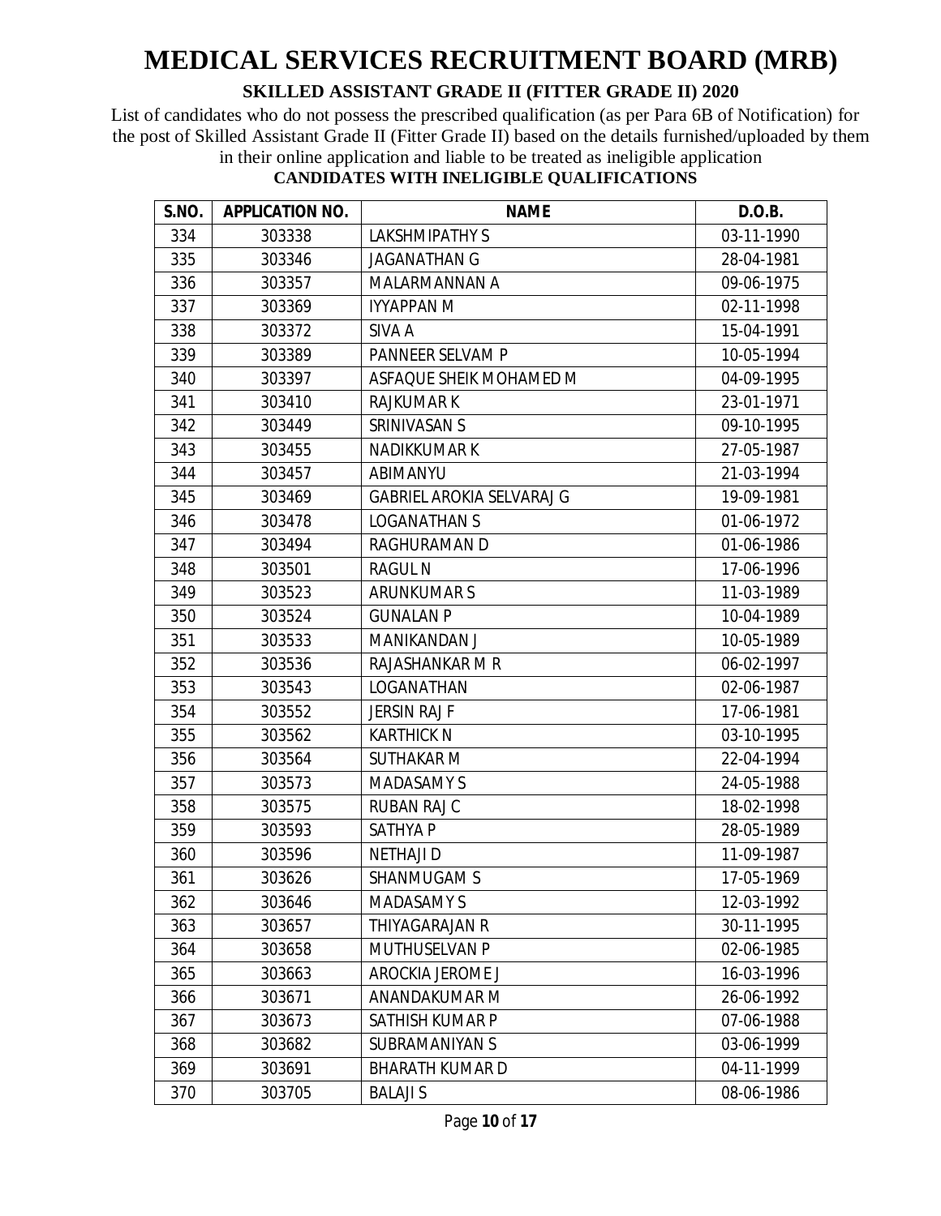# MEDICAL SERVICES RECRUITMENT BOARD (MRB)

**SKILLED ASSISTANT GRADE II (FITTER GRADE II) 2020**

List of candidates who do not possess the prescribed qualification (as per Para 6B of Notification) for the post of Skilled Assistant Grade II (Fitter Grade II) based on the details furnished/uploaded by them in their online application and liable to be treated as ineligible application

**CANDIDATES WITH INELIGIBLE QUALIFICATIONS**

| S.NO. | APPLICATION NO. | NAME | D.O.B. |
|---|---|---|---|
| 334 | 303338 | LAKSHMIPATHY S | 03-11-1990 |
| 335 | 303346 | JAGANATHAN G | 28-04-1981 |
| 336 | 303357 | MALARMANNAN A | 09-06-1975 |
| 337 | 303369 | IYYAPPAN M | 02-11-1998 |
| 338 | 303372 | SIVA A | 15-04-1991 |
| 339 | 303389 | PANNEER SELVAM P | 10-05-1994 |
| 340 | 303397 | ASFAQUE SHEIK MOHAMED M | 04-09-1995 |
| 341 | 303410 | RAJKUMAR K | 23-01-1971 |
| 342 | 303449 | SRINIVASAN S | 09-10-1995 |
| 343 | 303455 | NADIKKUMAR K | 27-05-1987 |
| 344 | 303457 | ABIMANYU | 21-03-1994 |
| 345 | 303469 | GABRIEL AROKIA SELVARAJ G | 19-09-1981 |
| 346 | 303478 | LOGANATHAN S | 01-06-1972 |
| 347 | 303494 | RAGHURAMAN D | 01-06-1986 |
| 348 | 303501 | RAGUL N | 17-06-1996 |
| 349 | 303523 | ARUNKUMAR S | 11-03-1989 |
| 350 | 303524 | GUNALAN P | 10-04-1989 |
| 351 | 303533 | MANIKANDAN J | 10-05-1989 |
| 352 | 303536 | RAJASHANKAR M R | 06-02-1997 |
| 353 | 303543 | LOGANATHAN | 02-06-1987 |
| 354 | 303552 | JERSIN RAJ F | 17-06-1981 |
| 355 | 303562 | KARTHICK N | 03-10-1995 |
| 356 | 303564 | SUTHAKAR M | 22-04-1994 |
| 357 | 303573 | MADASAMY S | 24-05-1988 |
| 358 | 303575 | RUBAN RAJ C | 18-02-1998 |
| 359 | 303593 | SATHYA P | 28-05-1989 |
| 360 | 303596 | NETHAJI D | 11-09-1987 |
| 361 | 303626 | SHANMUGAM S | 17-05-1969 |
| 362 | 303646 | MADASAMY S | 12-03-1992 |
| 363 | 303657 | THIYAGARAJAN R | 30-11-1995 |
| 364 | 303658 | MUTHUSELVAN P | 02-06-1985 |
| 365 | 303663 | AROCKIA JEROME J | 16-03-1996 |
| 366 | 303671 | ANANDAKUMAR M | 26-06-1992 |
| 367 | 303673 | SATHISH KUMAR P | 07-06-1988 |
| 368 | 303682 | SUBRAMANIYAN S | 03-06-1999 |
| 369 | 303691 | BHARATH KUMAR D | 04-11-1999 |
| 370 | 303705 | BALAJI S | 08-06-1986 |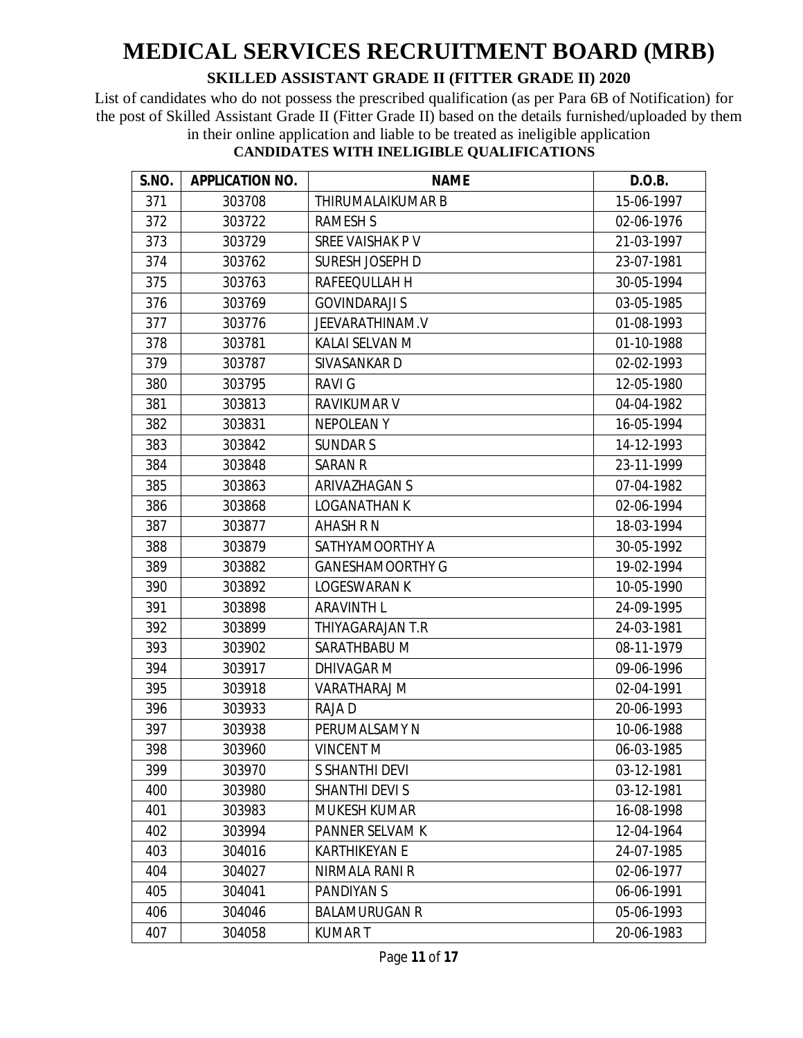# MEDICAL SERVICES RECRUITMENT BOARD (MRB)

**SKILLED ASSISTANT GRADE II (FITTER GRADE II) 2020**

List of candidates who do not possess the prescribed qualification (as per Para 6B of Notification) for the post of Skilled Assistant Grade II (Fitter Grade II) based on the details furnished/uploaded by them in their online application and liable to be treated as ineligible application

**CANDIDATES WITH INELIGIBLE QUALIFICATIONS**

| S.NO. | APPLICATION NO. | NAME | D.O.B. |
|---|---|---|---|
| 371 | 303708 | THIRUMALAIKUMAR B | 15-06-1997 |
| 372 | 303722 | RAMESH S | 02-06-1976 |
| 373 | 303729 | SREE VAISHAK P V | 21-03-1997 |
| 374 | 303762 | SURESH JOSEPH D | 23-07-1981 |
| 375 | 303763 | RAFEEQULLAH H | 30-05-1994 |
| 376 | 303769 | GOVINDARAJI S | 03-05-1985 |
| 377 | 303776 | JEEVARATHINAM.V | 01-08-1993 |
| 378 | 303781 | KALAI SELVAN M | 01-10-1988 |
| 379 | 303787 | SIVASANKAR D | 02-02-1993 |
| 380 | 303795 | RAVI G | 12-05-1980 |
| 381 | 303813 | RAVIKUMAR V | 04-04-1982 |
| 382 | 303831 | NEPOLEAN Y | 16-05-1994 |
| 383 | 303842 | SUNDAR S | 14-12-1993 |
| 384 | 303848 | SARAN R | 23-11-1999 |
| 385 | 303863 | ARIVAZHAGAN S | 07-04-1982 |
| 386 | 303868 | LOGANATHAN K | 02-06-1994 |
| 387 | 303877 | AHASH R N | 18-03-1994 |
| 388 | 303879 | SATHYAMOORTHY A | 30-05-1992 |
| 389 | 303882 | GANESHAMOORTHY G | 19-02-1994 |
| 390 | 303892 | LOGESWARAN K | 10-05-1990 |
| 391 | 303898 | ARAVINTH L | 24-09-1995 |
| 392 | 303899 | THIYAGARAJAN T.R | 24-03-1981 |
| 393 | 303902 | SARATHBABU M | 08-11-1979 |
| 394 | 303917 | DHIVAGAR M | 09-06-1996 |
| 395 | 303918 | VARATHARAJ M | 02-04-1991 |
| 396 | 303933 | RAJA D | 20-06-1993 |
| 397 | 303938 | PERUMALSAMY N | 10-06-1988 |
| 398 | 303960 | VINCENT M | 06-03-1985 |
| 399 | 303970 | S SHANTHI DEVI | 03-12-1981 |
| 400 | 303980 | SHANTHI DEVI S | 03-12-1981 |
| 401 | 303983 | MUKESH KUMAR | 16-08-1998 |
| 402 | 303994 | PANNER SELVAM K | 12-04-1964 |
| 403 | 304016 | KARTHIKEYAN E | 24-07-1985 |
| 404 | 304027 | NIRMALA RANI R | 02-06-1977 |
| 405 | 304041 | PANDIYAN S | 06-06-1991 |
| 406 | 304046 | BALAMURUGAN R | 05-06-1993 |
| 407 | 304058 | KUMAR T | 20-06-1983 |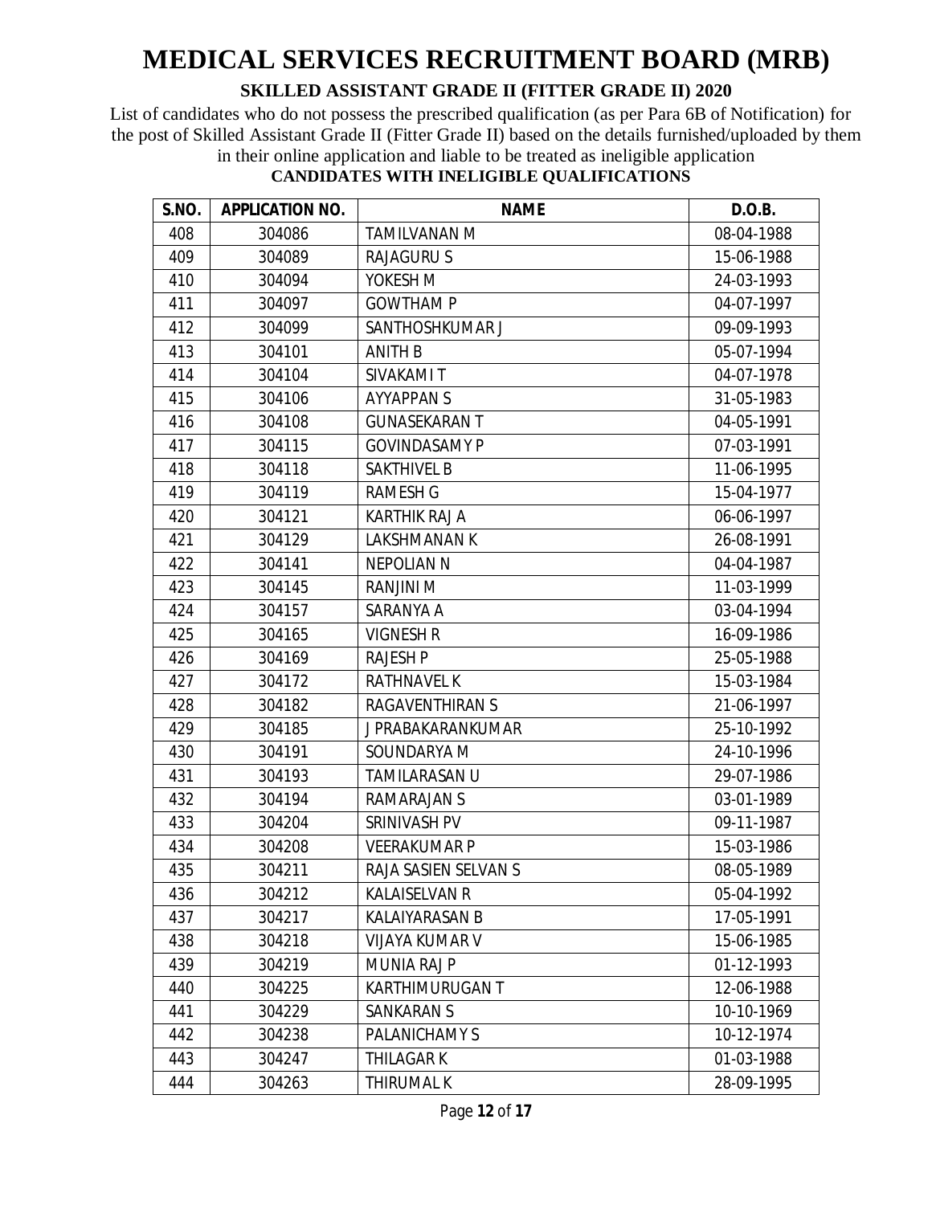# MEDICAL SERVICES RECRUITMENT BOARD (MRB)

**SKILLED ASSISTANT GRADE II (FITTER GRADE II) 2020**

List of candidates who do not possess the prescribed qualification (as per Para 6B of Notification) for the post of Skilled Assistant Grade II (Fitter Grade II) based on the details furnished/uploaded by them in their online application and liable to be treated as ineligible application

**CANDIDATES WITH INELIGIBLE QUALIFICATIONS**

| S.NO. | APPLICATION NO. | NAME | D.O.B. |
|---|---|---|---|
| 408 | 304086 | TAMILVANAN M | 08-04-1988 |
| 409 | 304089 | RAJAGURU S | 15-06-1988 |
| 410 | 304094 | YOKESH M | 24-03-1993 |
| 411 | 304097 | GOWTHAM P | 04-07-1997 |
| 412 | 304099 | SANTHOSHKUMAR J | 09-09-1993 |
| 413 | 304101 | ANITH B | 05-07-1994 |
| 414 | 304104 | SIVAKAMI T | 04-07-1978 |
| 415 | 304106 | AYYAPPAN S | 31-05-1983 |
| 416 | 304108 | GUNASEKARAN T | 04-05-1991 |
| 417 | 304115 | GOVINDASAMY P | 07-03-1991 |
| 418 | 304118 | SAKTHIVEL B | 11-06-1995 |
| 419 | 304119 | RAMESH G | 15-04-1977 |
| 420 | 304121 | KARTHIK RAJ A | 06-06-1997 |
| 421 | 304129 | LAKSHMANAN K | 26-08-1991 |
| 422 | 304141 | NEPOLIAN N | 04-04-1987 |
| 423 | 304145 | RANJINI M | 11-03-1999 |
| 424 | 304157 | SARANYA A | 03-04-1994 |
| 425 | 304165 | VIGNESH R | 16-09-1986 |
| 426 | 304169 | RAJESH P | 25-05-1988 |
| 427 | 304172 | RATHNAVEL K | 15-03-1984 |
| 428 | 304182 | RAGAVENTHIRAN S | 21-06-1997 |
| 429 | 304185 | J PRABAKARANKUMAR | 25-10-1992 |
| 430 | 304191 | SOUNDARYA M | 24-10-1996 |
| 431 | 304193 | TAMILARASAN U | 29-07-1986 |
| 432 | 304194 | RAMARAJAN S | 03-01-1989 |
| 433 | 304204 | SRINIVASH PV | 09-11-1987 |
| 434 | 304208 | VEERAKUMAR P | 15-03-1986 |
| 435 | 304211 | RAJA SASIEN SELVAN S | 08-05-1989 |
| 436 | 304212 | KALAISELVAN R | 05-04-1992 |
| 437 | 304217 | KALAIYARASAN B | 17-05-1991 |
| 438 | 304218 | VIJAYA KUMAR V | 15-06-1985 |
| 439 | 304219 | MUNIA RAJ P | 01-12-1993 |
| 440 | 304225 | KARTHIMURUGAN T | 12-06-1988 |
| 441 | 304229 | SANKARAN S | 10-10-1969 |
| 442 | 304238 | PALANICHAMY S | 10-12-1974 |
| 443 | 304247 | THILAGAR K | 01-03-1988 |
| 444 | 304263 | THIRUMAL K | 28-09-1995 |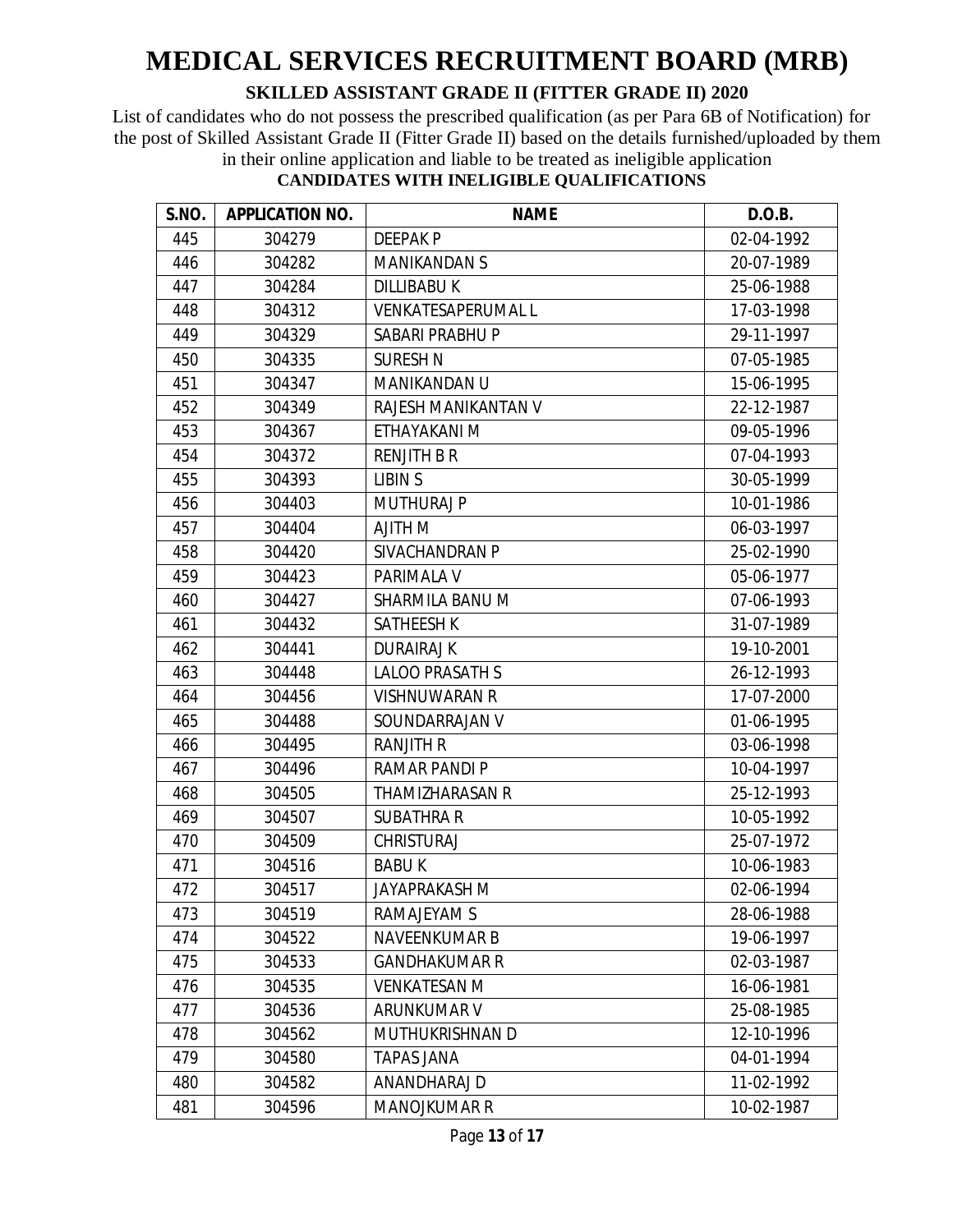# MEDICAL SERVICES RECRUITMENT BOARD (MRB)

## SKILLED ASSISTANT GRADE II (FITTER GRADE II) 2020

List of candidates who do not possess the prescribed qualification (as per Para 6B of Notification) for the post of Skilled Assistant Grade II (Fitter Grade II) based on the details furnished/uploaded by them in their online application and liable to be treated as ineligible application

**CANDIDATES WITH INELIGIBLE QUALIFICATIONS**

| S.NO. | APPLICATION NO. | NAME | D.O.B. |
|---|---|---|---|
| 445 | 304279 | DEEPAK P | 02-04-1992 |
| 446 | 304282 | MANIKANDAN S | 20-07-1989 |
| 447 | 304284 | DILLIBABU K | 25-06-1988 |
| 448 | 304312 | VENKATESAPERUMAL L | 17-03-1998 |
| 449 | 304329 | SABARI PRABHU P | 29-11-1997 |
| 450 | 304335 | SURESH N | 07-05-1985 |
| 451 | 304347 | MANIKANDAN U | 15-06-1995 |
| 452 | 304349 | RAJESH MANIKANTAN V | 22-12-1987 |
| 453 | 304367 | ETHAYAKANI M | 09-05-1996 |
| 454 | 304372 | RENJITH B R | 07-04-1993 |
| 455 | 304393 | LIBIN S | 30-05-1999 |
| 456 | 304403 | MUTHURAJ P | 10-01-1986 |
| 457 | 304404 | AJITH M | 06-03-1997 |
| 458 | 304420 | SIVACHANDRAN P | 25-02-1990 |
| 459 | 304423 | PARIMALA V | 05-06-1977 |
| 460 | 304427 | SHARMILA BANU M | 07-06-1993 |
| 461 | 304432 | SATHEESH K | 31-07-1989 |
| 462 | 304441 | DURAIRAJ K | 19-10-2001 |
| 463 | 304448 | LALOO PRASATH S | 26-12-1993 |
| 464 | 304456 | VISHNUWARAN R | 17-07-2000 |
| 465 | 304488 | SOUNDARRAJAN V | 01-06-1995 |
| 466 | 304495 | RANJITH R | 03-06-1998 |
| 467 | 304496 | RAMAR PANDI P | 10-04-1997 |
| 468 | 304505 | THAMIZHARASAN R | 25-12-1993 |
| 469 | 304507 | SUBATHRA R | 10-05-1992 |
| 470 | 304509 | CHRISTURAJ | 25-07-1972 |
| 471 | 304516 | BABU K | 10-06-1983 |
| 472 | 304517 | JAYAPRAKASH M | 02-06-1994 |
| 473 | 304519 | RAMAJEYAM S | 28-06-1988 |
| 474 | 304522 | NAVEENKUMAR B | 19-06-1997 |
| 475 | 304533 | GANDHAKUMAR R | 02-03-1987 |
| 476 | 304535 | VENKATESAN M | 16-06-1981 |
| 477 | 304536 | ARUNKUMAR V | 25-08-1985 |
| 478 | 304562 | MUTHUKRISHNAN D | 12-10-1996 |
| 479 | 304580 | TAPAS JANA | 04-01-1994 |
| 480 | 304582 | ANANDHARAJ D | 11-02-1992 |
| 481 | 304596 | MANOJKUMAR R | 10-02-1987 |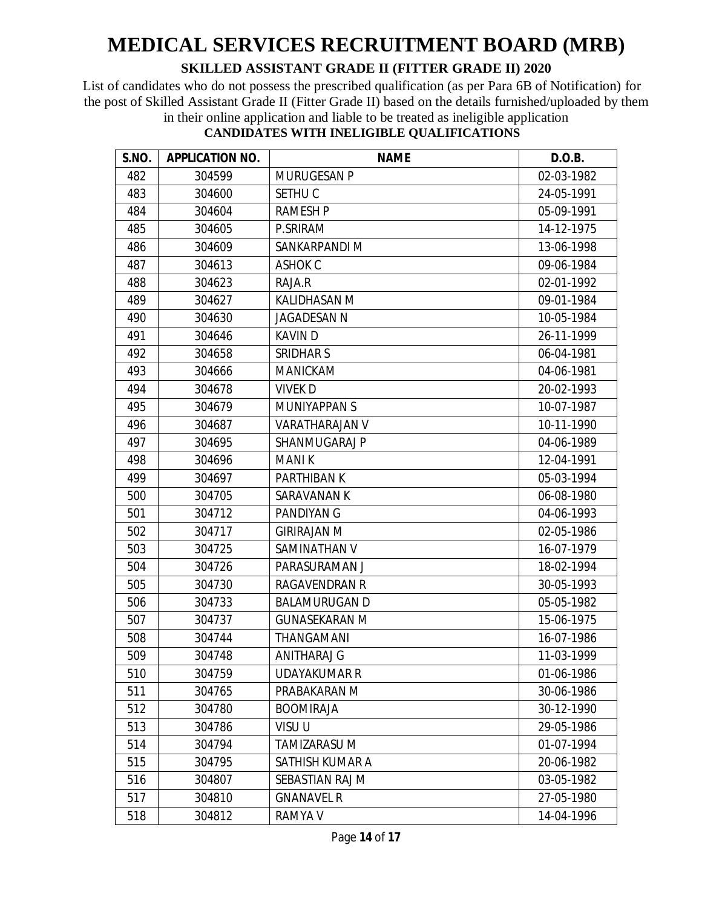# MEDICAL SERVICES RECRUITMENT BOARD (MRB)

**SKILLED ASSISTANT GRADE II (FITTER GRADE II) 2020**

List of candidates who do not possess the prescribed qualification (as per Para 6B of Notification) for the post of Skilled Assistant Grade II (Fitter Grade II) based on the details furnished/uploaded by them in their online application and liable to be treated as ineligible application

**CANDIDATES WITH INELIGIBLE QUALIFICATIONS**

| S.NO. | APPLICATION NO. | NAME | D.O.B. |
|---|---|---|---|
| 482 | 304599 | MURUGESAN P | 02-03-1982 |
| 483 | 304600 | SETHU C | 24-05-1991 |
| 484 | 304604 | RAMESH P | 05-09-1991 |
| 485 | 304605 | P.SRIRAM | 14-12-1975 |
| 486 | 304609 | SANKARPANDI M | 13-06-1998 |
| 487 | 304613 | ASHOK C | 09-06-1984 |
| 488 | 304623 | RAJA.R | 02-01-1992 |
| 489 | 304627 | KALIDHASAN M | 09-01-1984 |
| 490 | 304630 | JAGADESAN N | 10-05-1984 |
| 491 | 304646 | KAVIN D | 26-11-1999 |
| 492 | 304658 | SRIDHAR S | 06-04-1981 |
| 493 | 304666 | MANICKAM | 04-06-1981 |
| 494 | 304678 | VIVEK D | 20-02-1993 |
| 495 | 304679 | MUNIYAPPAN S | 10-07-1987 |
| 496 | 304687 | VARATHARAJAN V | 10-11-1990 |
| 497 | 304695 | SHANMUGARAJ P | 04-06-1989 |
| 498 | 304696 | MANI K | 12-04-1991 |
| 499 | 304697 | PARTHIBAN K | 05-03-1994 |
| 500 | 304705 | SARAVANAN K | 06-08-1980 |
| 501 | 304712 | PANDIYAN G | 04-06-1993 |
| 502 | 304717 | GIRIRAJAN M | 02-05-1986 |
| 503 | 304725 | SAMINATHAN V | 16-07-1979 |
| 504 | 304726 | PARASURAMAN J | 18-02-1994 |
| 505 | 304730 | RAGAVENDRAN R | 30-05-1993 |
| 506 | 304733 | BALAMURUGAN D | 05-05-1982 |
| 507 | 304737 | GUNASEKARAN M | 15-06-1975 |
| 508 | 304744 | THANGAMANI | 16-07-1986 |
| 509 | 304748 | ANITHARAJ G | 11-03-1999 |
| 510 | 304759 | UDAYAKUMAR R | 01-06-1986 |
| 511 | 304765 | PRABAKARAN M | 30-06-1986 |
| 512 | 304780 | BOOMIRAJA | 30-12-1990 |
| 513 | 304786 | VISU U | 29-05-1986 |
| 514 | 304794 | TAMIZARASU M | 01-07-1994 |
| 515 | 304795 | SATHISH KUMAR A | 20-06-1982 |
| 516 | 304807 | SEBASTIAN RAJ M | 03-05-1982 |
| 517 | 304810 | GNANAVEL R | 27-05-1980 |
| 518 | 304812 | RAMYA V | 14-04-1996 |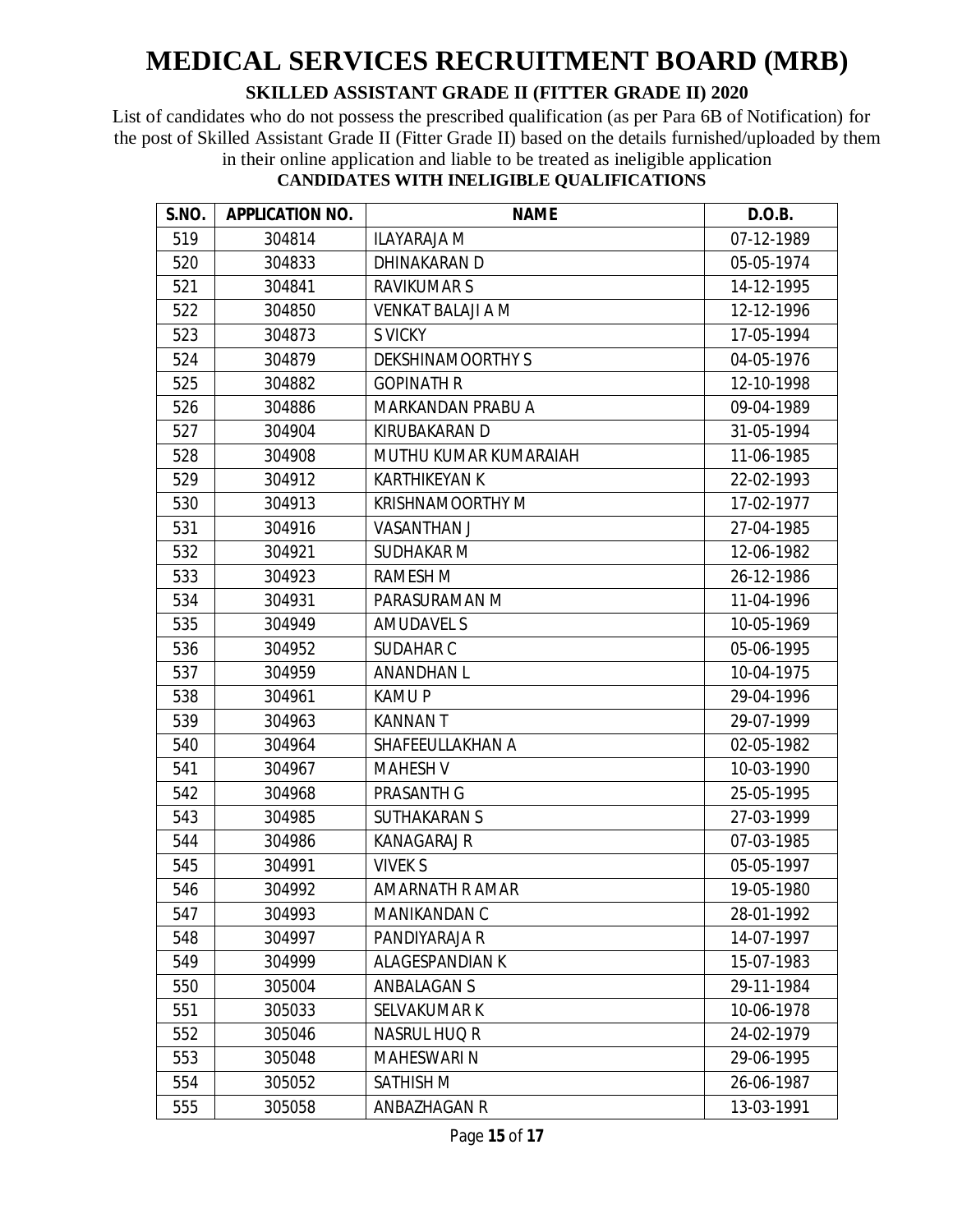# MEDICAL SERVICES RECRUITMENT BOARD (MRB)

**SKILLED ASSISTANT GRADE II (FITTER GRADE II) 2020**

List of candidates who do not possess the prescribed qualification (as per Para 6B of Notification) for the post of Skilled Assistant Grade II (Fitter Grade II) based on the details furnished/uploaded by them in their online application and liable to be treated as ineligible application

**CANDIDATES WITH INELIGIBLE QUALIFICATIONS**

| S.NO. | APPLICATION NO. | NAME | D.O.B. |
|---|---|---|---|
| 519 | 304814 | ILAYARAJA M | 07-12-1989 |
| 520 | 304833 | DHINAKARAN D | 05-05-1974 |
| 521 | 304841 | RAVIKUMAR S | 14-12-1995 |
| 522 | 304850 | VENKAT BALAJI A M | 12-12-1996 |
| 523 | 304873 | S VICKY | 17-05-1994 |
| 524 | 304879 | DEKSHINAMOORTHY S | 04-05-1976 |
| 525 | 304882 | GOPINATH R | 12-10-1998 |
| 526 | 304886 | MARKANDAN PRABU A | 09-04-1989 |
| 527 | 304904 | KIRUBAKARAN D | 31-05-1994 |
| 528 | 304908 | MUTHU KUMAR KUMARAIAH | 11-06-1985 |
| 529 | 304912 | KARTHIKEYAN K | 22-02-1993 |
| 530 | 304913 | KRISHNAMOORTHY M | 17-02-1977 |
| 531 | 304916 | VASANTHAN J | 27-04-1985 |
| 532 | 304921 | SUDHAKAR M | 12-06-1982 |
| 533 | 304923 | RAMESH M | 26-12-1986 |
| 534 | 304931 | PARASURAMAN M | 11-04-1996 |
| 535 | 304949 | AMUDAVEL S | 10-05-1969 |
| 536 | 304952 | SUDAHAR C | 05-06-1995 |
| 537 | 304959 | ANANDHAN L | 10-04-1975 |
| 538 | 304961 | KAMU P | 29-04-1996 |
| 539 | 304963 | KANNAN T | 29-07-1999 |
| 540 | 304964 | SHAFEEULLAKHAN A | 02-05-1982 |
| 541 | 304967 | MAHESH V | 10-03-1990 |
| 542 | 304968 | PRASANTH G | 25-05-1995 |
| 543 | 304985 | SUTHAKARAN S | 27-03-1999 |
| 544 | 304986 | KANAGARAJ R | 07-03-1985 |
| 545 | 304991 | VIVEK S | 05-05-1997 |
| 546 | 304992 | AMARNATH R AMAR | 19-05-1980 |
| 547 | 304993 | MANIKANDAN C | 28-01-1992 |
| 548 | 304997 | PANDIYARAJA R | 14-07-1997 |
| 549 | 304999 | ALAGESPANDIAN K | 15-07-1983 |
| 550 | 305004 | ANBALAGAN S | 29-11-1984 |
| 551 | 305033 | SELVAKUMAR K | 10-06-1978 |
| 552 | 305046 | NASRUL HUQ R | 24-02-1979 |
| 553 | 305048 | MAHESWARI N | 29-06-1995 |
| 554 | 305052 | SATHISH M | 26-06-1987 |
| 555 | 305058 | ANBAZHAGAN R | 13-03-1991 |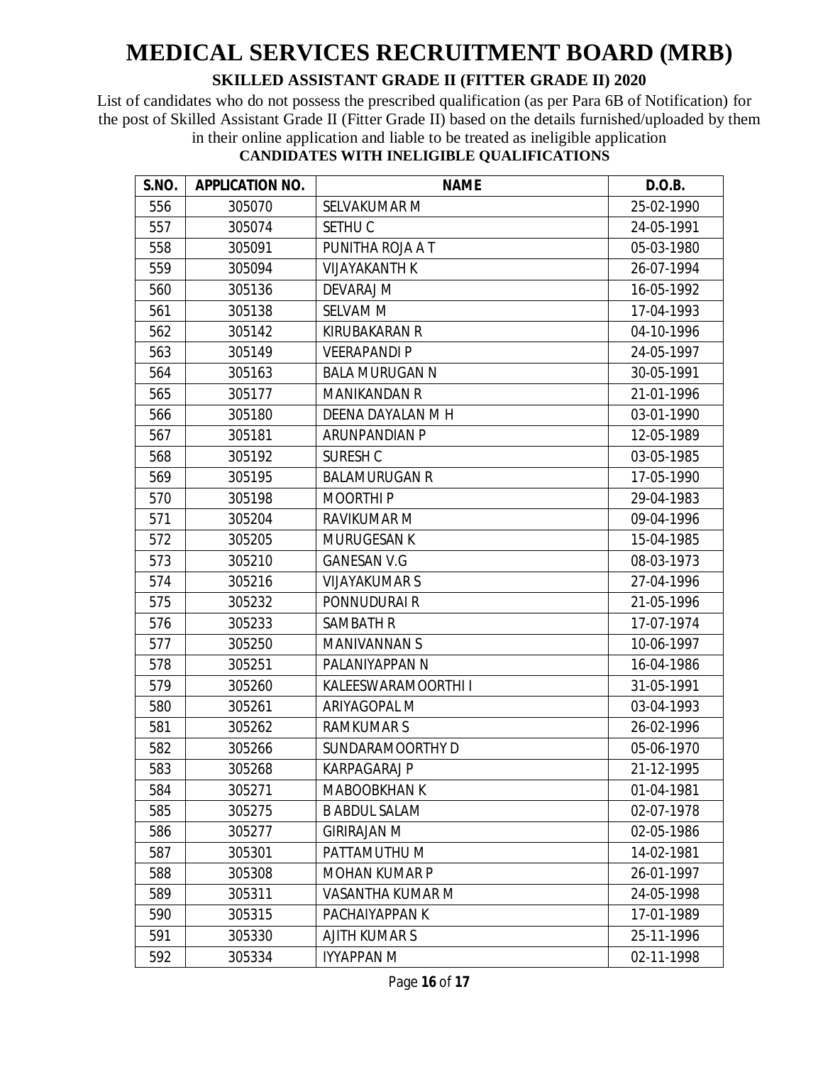# MEDICAL SERVICES RECRUITMENT BOARD (MRB)

**SKILLED ASSISTANT GRADE II (FITTER GRADE II) 2020**

List of candidates who do not possess the prescribed qualification (as per Para 6B of Notification) for the post of Skilled Assistant Grade II (Fitter Grade II) based on the details furnished/uploaded by them in their online application and liable to be treated as ineligible application

**CANDIDATES WITH INELIGIBLE QUALIFICATIONS**

| S.NO. | APPLICATION NO. | NAME | D.O.B. |
|---|---|---|---|
| 556 | 305070 | SELVAKUMAR M | 25-02-1990 |
| 557 | 305074 | SETHU C | 24-05-1991 |
| 558 | 305091 | PUNITHA ROJA A T | 05-03-1980 |
| 559 | 305094 | VIJAYAKANTH K | 26-07-1994 |
| 560 | 305136 | DEVARAJ M | 16-05-1992 |
| 561 | 305138 | SELVAM M | 17-04-1993 |
| 562 | 305142 | KIRUBAKARAN R | 04-10-1996 |
| 563 | 305149 | VEERAPANDI P | 24-05-1997 |
| 564 | 305163 | BALA MURUGAN N | 30-05-1991 |
| 565 | 305177 | MANIKANDAN R | 21-01-1996 |
| 566 | 305180 | DEENA DAYALAN M H | 03-01-1990 |
| 567 | 305181 | ARUNPANDIAN P | 12-05-1989 |
| 568 | 305192 | SURESH C | 03-05-1985 |
| 569 | 305195 | BALAMURUGAN R | 17-05-1990 |
| 570 | 305198 | MOORTHI P | 29-04-1983 |
| 571 | 305204 | RAVIKUMAR M | 09-04-1996 |
| 572 | 305205 | MURUGESAN K | 15-04-1985 |
| 573 | 305210 | GANESAN V.G | 08-03-1973 |
| 574 | 305216 | VIJAYAKUMAR S | 27-04-1996 |
| 575 | 305232 | PONNUDURAI R | 21-05-1996 |
| 576 | 305233 | SAMBATH R | 17-07-1974 |
| 577 | 305250 | MANIVANNAN S | 10-06-1997 |
| 578 | 305251 | PALANIYAPPAN N | 16-04-1986 |
| 579 | 305260 | KALEESWARAMOORTHI I | 31-05-1991 |
| 580 | 305261 | ARIYAGOPAL M | 03-04-1993 |
| 581 | 305262 | RAMKUMAR S | 26-02-1996 |
| 582 | 305266 | SUNDARAMOORTHY D | 05-06-1970 |
| 583 | 305268 | KARPAGARAJ P | 21-12-1995 |
| 584 | 305271 | MABOOBKHAN K | 01-04-1981 |
| 585 | 305275 | B ABDUL SALAM | 02-07-1978 |
| 586 | 305277 | GIRIRAJAN M | 02-05-1986 |
| 587 | 305301 | PATTAMUTHU M | 14-02-1981 |
| 588 | 305308 | MOHAN KUMAR P | 26-01-1997 |
| 589 | 305311 | VASANTHA KUMAR M | 24-05-1998 |
| 590 | 305315 | PACHAIYAPPAN K | 17-01-1989 |
| 591 | 305330 | AJITH KUMAR S | 25-11-1996 |
| 592 | 305334 | IYYAPPAN M | 02-11-1998 |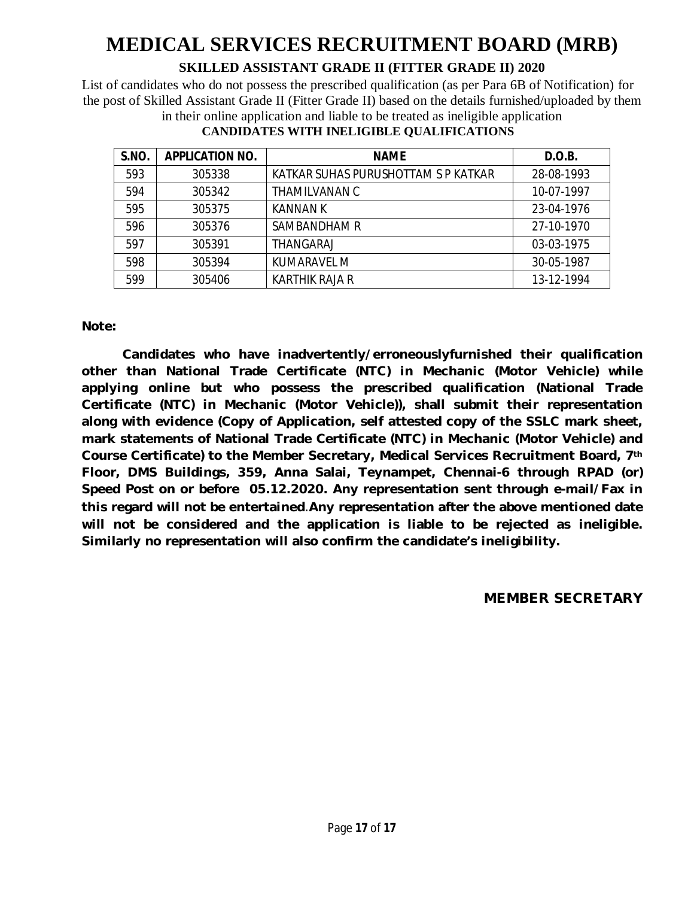# MEDICAL SERVICES RECRUITMENT BOARD (MRB)

**SKILLED ASSISTANT GRADE II (FITTER GRADE II) 2020**

List of candidates who do not possess the prescribed qualification (as per Para 6B of Notification) for the post of Skilled Assistant Grade II (Fitter Grade II) based on the details furnished/uploaded by them in their online application and liable to be treated as ineligible application

**CANDIDATES WITH INELIGIBLE QUALIFICATIONS**

| S.NO. | APPLICATION NO. | NAME | D.O.B. |
|---|---|---|---|
| 593 | 305338 | KATKAR SUHAS PURUSHOTTAM S P KATKAR | 28-08-1993 |
| 594 | 305342 | THAMILVANAN C | 10-07-1997 |
| 595 | 305375 | KANNAN K | 23-04-1976 |
| 596 | 305376 | SAMBANDHAM R | 27-10-1970 |
| 597 | 305391 | THANGARAJ | 03-03-1975 |
| 598 | 305394 | KUMARAVEL M | 30-05-1987 |
| 599 | 305406 | KARTHIK RAJA R | 13-12-1994 |

**Note:**

**Candidates who have inadvertently/erroneouslyfurnished their qualification other than National Trade Certificate (NTC) in Mechanic (Motor Vehicle) while applying online but who possess the prescribed qualification (National Trade Certificate (NTC) in Mechanic (Motor Vehicle)), shall submit their representation along with evidence (Copy of Application, self attested copy of the SSLC mark sheet, mark statements of National Trade Certificate (NTC) in Mechanic (Motor Vehicle) and Course Certificate) to the Member Secretary, Medical Services Recruitment Board, 7th Floor, DMS Buildings, 359, Anna Salai, Teynampet, Chennai-6 through RPAD (or) Speed Post on or before 05.12.2020. Any representation sent through e-mail/Fax in this regard will not be entertained. Any representation after the above mentioned date will not be considered and the application is liable to be rejected as ineligible. Similarly no representation will also confirm the candidate's ineligibility.**

**MEMBER SECRETARY**